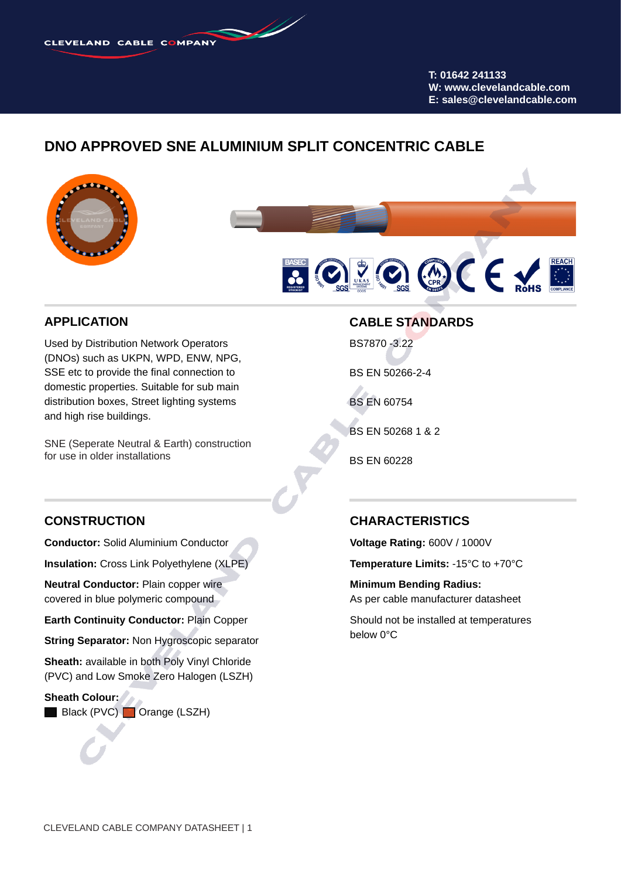CLEVELAND CABLE COMPANY

T: 01642 241133
W: www.clevelandcable.com
E: sales@clevelandcable.com

# DNO APPROVED SNE ALUMINIUM SPLIT CONCENTRIC CABLE

## APPLICATION

Used by Distribution Network Operators (DNOs) such as UKPN, WPD, ENW, NPG, SSE etc to provide the final connection to domestic properties. Suitable for sub main distribution boxes, Street lighting systems and high rise buildings.

SNE (Seperate Neutral & Earth) construction for use in older installations

## CABLE STANDARDS

BS7870 -3.22

BS EN 50266-2-4

BS EN 60754

BS EN 50268 1 & 2

BS EN 60228

## CONSTRUCTION

**Conductor:** Solid Aluminium Conductor

**Insulation:** Cross Link Polyethylene (XLPE)

**Neutral Conductor:** Plain copper wire covered in blue polymeric compound

**Earth Continuity Conductor:** Plain Copper

**String Separator:** Non Hygroscopic separator

**Sheath:** available in both Poly Vinyl Chloride (PVC) and Low Smoke Zero Halogen (LSZH)

**Sheath Colour:**
Black (PVC) Orange (LSZH)

## CHARACTERISTICS

**Voltage Rating:** 600V / 1000V

**Temperature Limits:** -15°C to +70°C

**Minimum Bending Radius:**
As per cable manufacturer datasheet

Should not be installed at temperatures below 0°C

CLEVELAND CABLE COMPANY DATASHEET | 1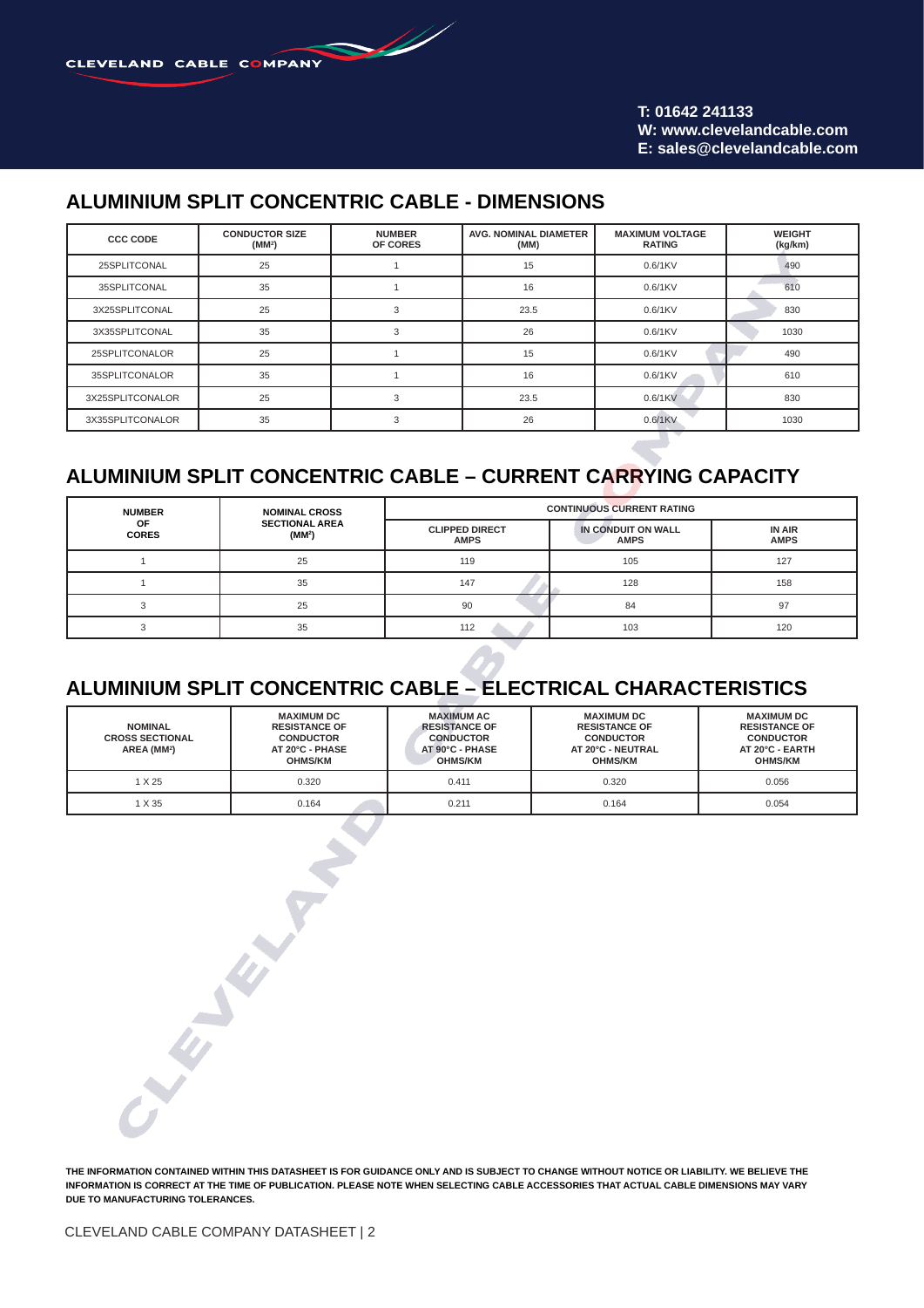## ALUMINIUM SPLIT CONCENTRIC CABLE - DIMENSIONS

| CCC CODE | CONDUCTOR SIZE (MM²) | NUMBER OF CORES | AVG. NOMINAL DIAMETER (MM) | MAXIMUM VOLTAGE RATING | WEIGHT (kg/km) |
|---|---|---|---|---|---|
| 25SPLITCONAL | 25 | 1 | 15 | 0.6/1KV | 490 |
| 35SPLITCONAL | 35 | 1 | 16 | 0.6/1KV | 610 |
| 3X25SPLITCONAL | 25 | 3 | 23.5 | 0.6/1KV | 830 |
| 3X35SPLITCONAL | 35 | 3 | 26 | 0.6/1KV | 1030 |
| 25SPLITCONALOR | 25 | 1 | 15 | 0.6/1KV | 490 |
| 35SPLITCONALOR | 35 | 1 | 16 | 0.6/1KV | 610 |
| 3X25SPLITCONALOR | 25 | 3 | 23.5 | 0.6/1KV | 830 |
| 3X35SPLITCONALOR | 35 | 3 | 26 | 0.6/1KV | 1030 |

## ALUMINIUM SPLIT CONCENTRIC CABLE – CURRENT CARRYING CAPACITY

| NUMBER OF CORES | NOMINAL CROSS SECTIONAL AREA (MM²) | CONTINUOUS CURRENT RATING | | |
|---|---|---|---|---|
| | | CLIPPED DIRECT AMPS | IN CONDUIT ON WALL AMPS | IN AIR AMPS |
| 1 | 25 | 119 | 105 | 127 |
| 1 | 35 | 147 | 128 | 158 |
| 3 | 25 | 90 | 84 | 97 |
| 3 | 35 | 112 | 103 | 120 |

## ALUMINIUM SPLIT CONCENTRIC CABLE – ELECTRICAL CHARACTERISTICS

| NOMINAL CROSS SECTIONAL AREA (MM²) | MAXIMUM DC RESISTANCE OF CONDUCTOR AT 20°C - PHASE OHMS/KM | MAXIMUM AC RESISTANCE OF CONDUCTOR AT 90°C - PHASE OHMS/KM | MAXIMUM DC RESISTANCE OF CONDUCTOR AT 20°C - NEUTRAL OHMS/KM | MAXIMUM DC RESISTANCE OF CONDUCTOR AT 20°C - EARTH OHMS/KM |
|---|---|---|---|---|
| 1 X 25 | 0.320 | 0.411 | 0.320 | 0.056 |
| 1 X 35 | 0.164 | 0.211 | 0.164 | 0.054 |

**THE INFORMATION CONTAINED WITHIN THIS DATASHEET IS FOR GUIDANCE ONLY AND IS SUBJECT TO CHANGE WITHOUT NOTICE OR LIABILITY. WE BELIEVE THE INFORMATION IS CORRECT AT THE TIME OF PUBLICATION. PLEASE NOTE WHEN SELECTING CABLE ACCESSORIES THAT ACTUAL CABLE DIMENSIONS MAY VARY DUE TO MANUFACTURING TOLERANCES.**